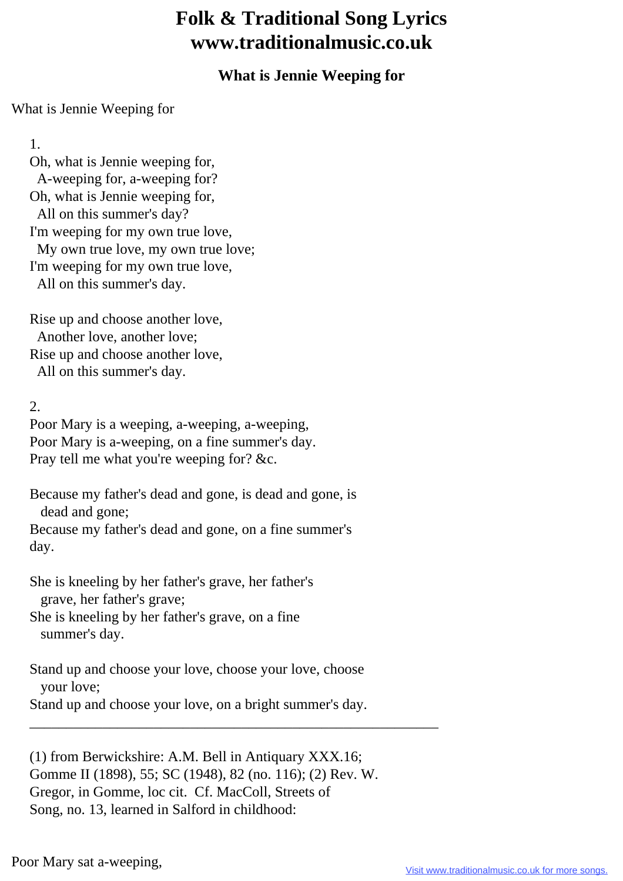# Folk & Traditional Song Lyrics www.traditionalmusic.co.uk

## What is Jennie Weeping for

What is Jennie Weeping for

1.  
Oh, what is Jennie weeping for,  
  A-weeping for, a-weeping for?  
Oh, what is Jennie weeping for,  
  All on this summer's day?  
I'm weeping for my own true love,  
  My own true love, my own true love;  
I'm weeping for my own true love,  
  All on this summer's day.

Rise up and choose another love,  
  Another love, another love;  
Rise up and choose another love,  
  All on this summer's day.

2.  
Poor Mary is a weeping, a-weeping, a-weeping,  
Poor Mary is a-weeping, on a fine summer's day.  
Pray tell me what you're weeping for? &c.

Because my father's dead and gone, is dead and gone, is  
  dead and gone;  
Because my father's dead and gone, on a fine summer's  
day.

She is kneeling by her father's grave, her father's  
  grave, her father's grave;  
She is kneeling by her father's grave, on a fine  
  summer's day.

Stand up and choose your love, choose your love, choose  
  your love;  
Stand up and choose your love, on a bright summer's day.

---

(1) from Berwickshire: A.M. Bell in Antiquary XXX.16; Gomme II (1898), 55; SC (1948), 82 (no. 116); (2) Rev. W. Gregor, in Gomme, loc cit. Cf. MacColl, Streets of Song, no. 13, learned in Salford in childhood:

Poor Mary sat a-weeping,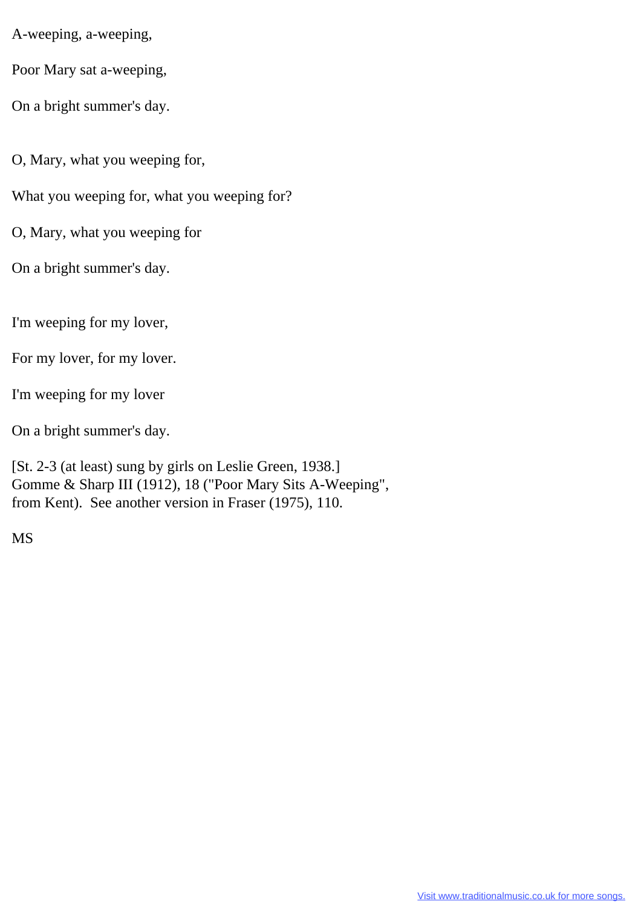A-weeping, a-weeping,

Poor Mary sat a-weeping,

On a bright summer's day.

O, Mary, what you weeping for,

What you weeping for, what you weeping for?

O, Mary, what you weeping for

On a bright summer's day.

I'm weeping for my lover,

For my lover, for my lover.

I'm weeping for my lover

On a bright summer's day.

[St. 2-3 (at least) sung by girls on Leslie Green, 1938.]
Gomme & Sharp III (1912), 18 ("Poor Mary Sits A-Weeping", from Kent). See another version in Fraser (1975), 110.

MS